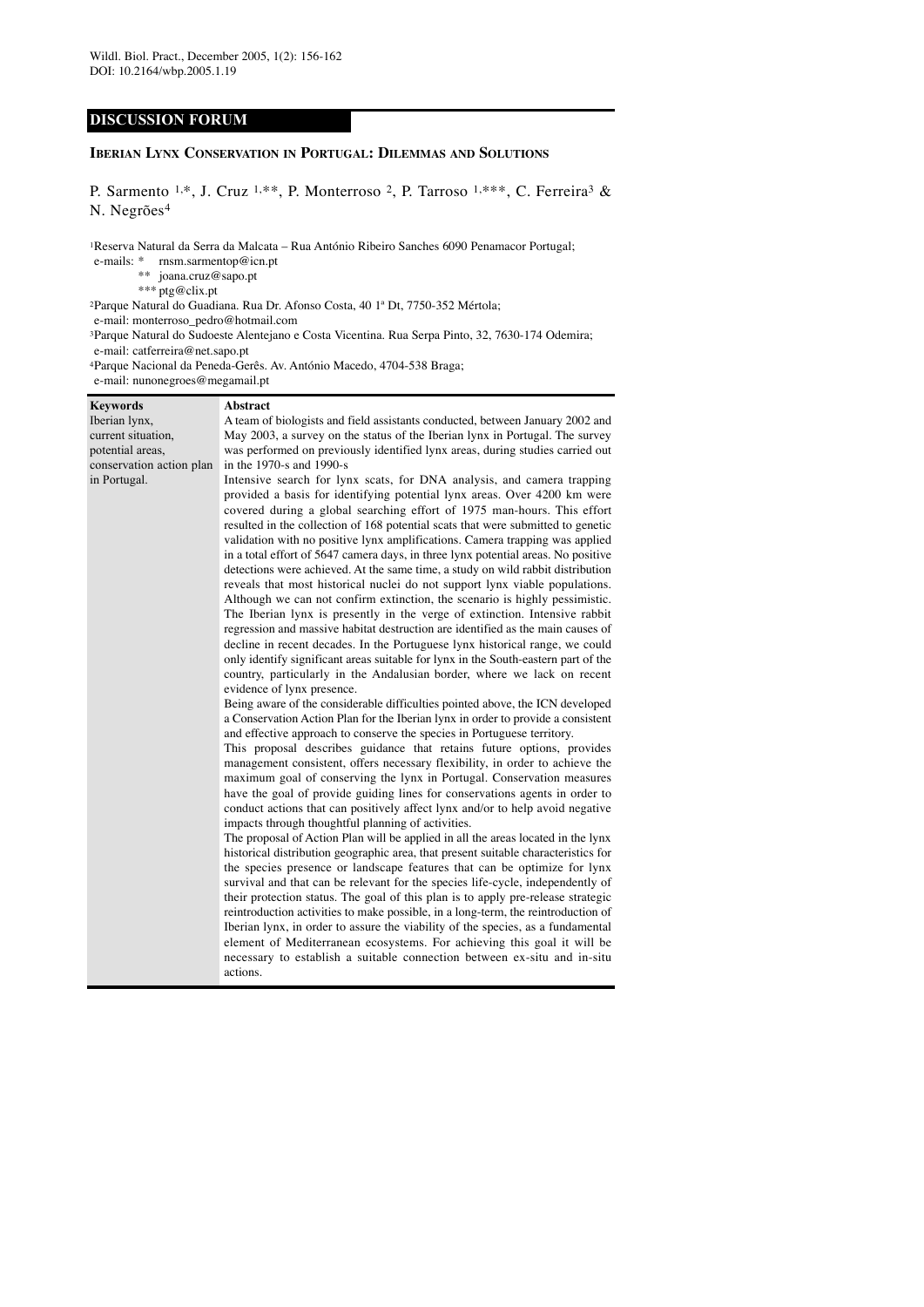DISCUSSION FORUM

# Iberian Lynx Conservation in Portugal: Dilemmas and Solutions

P. Sarmento [1,*], J. Cruz [1,**], P. Monterroso [2], P. Tarroso [1,***], C. Ferreira[3] & N. Negrões[4]

[1]Reserva Natural da Serra da Malcata – Rua António Ribeiro Sanches 6090 Penamacor Portugal;
e-mails: * rnsm.sarmentop@icn.pt
** joana.cruz@sapo.pt
*** ptg@clix.pt

[2]Parque Natural do Guadiana. Rua Dr. Afonso Costa, 40 1ª Dt, 7750-352 Mértola;
e-mail: monterroso_pedro@hotmail.com

[3]Parque Natural do Sudoeste Alentejano e Costa Vicentina. Rua Serpa Pinto, 32, 7630-174 Odemira;
e-mail: catferreira@net.sapo.pt

[4]Parque Nacional da Peneda-Gerês. Av. António Macedo, 4704-538 Braga;
e-mail: nunonegroes@megamail.pt

**Keywords**
Iberian lynx, current situation, potential areas, conservation action plan in Portugal.

**Abstract**

A team of biologists and field assistants conducted, between January 2002 and May 2003, a survey on the status of the Iberian lynx in Portugal. The survey was performed on previously identified lynx areas, during studies carried out in the 1970-s and 1990-s

Intensive search for lynx scats, for DNA analysis, and camera trapping provided a basis for identifying potential lynx areas. Over 4200 km were covered during a global searching effort of 1975 man-hours. This effort resulted in the collection of 168 potential scats that were submitted to genetic validation with no positive lynx amplifications. Camera trapping was applied in a total effort of 5647 camera days, in three lynx potential areas. No positive detections were achieved. At the same time, a study on wild rabbit distribution reveals that most historical nuclei do not support lynx viable populations. Although we can not confirm extinction, the scenario is highly pessimistic. The Iberian lynx is presently in the verge of extinction. Intensive rabbit regression and massive habitat destruction are identified as the main causes of decline in recent decades. In the Portuguese lynx historical range, we could only identify significant areas suitable for lynx in the South-eastern part of the country, particularly in the Andalusian border, where we lack on recent evidence of lynx presence.

Being aware of the considerable difficulties pointed above, the ICN developed a Conservation Action Plan for the Iberian lynx in order to provide a consistent and effective approach to conserve the species in Portuguese territory.

This proposal describes guidance that retains future options, provides management consistent, offers necessary flexibility, in order to achieve the maximum goal of conserving the lynx in Portugal. Conservation measures have the goal of provide guiding lines for conservations agents in order to conduct actions that can positively affect lynx and/or to help avoid negative impacts through thoughtful planning of activities.

The proposal of Action Plan will be applied in all the areas located in the lynx historical distribution geographic area, that present suitable characteristics for the species presence or landscape features that can be optimize for lynx survival and that can be relevant for the species life-cycle, independently of their protection status. The goal of this plan is to apply pre-release strategic reintroduction activities to make possible, in a long-term, the reintroduction of Iberian lynx, in order to assure the viability of the species, as a fundamental element of Mediterranean ecosystems. For achieving this goal it will be necessary to establish a suitable connection between ex-situ and in-situ actions.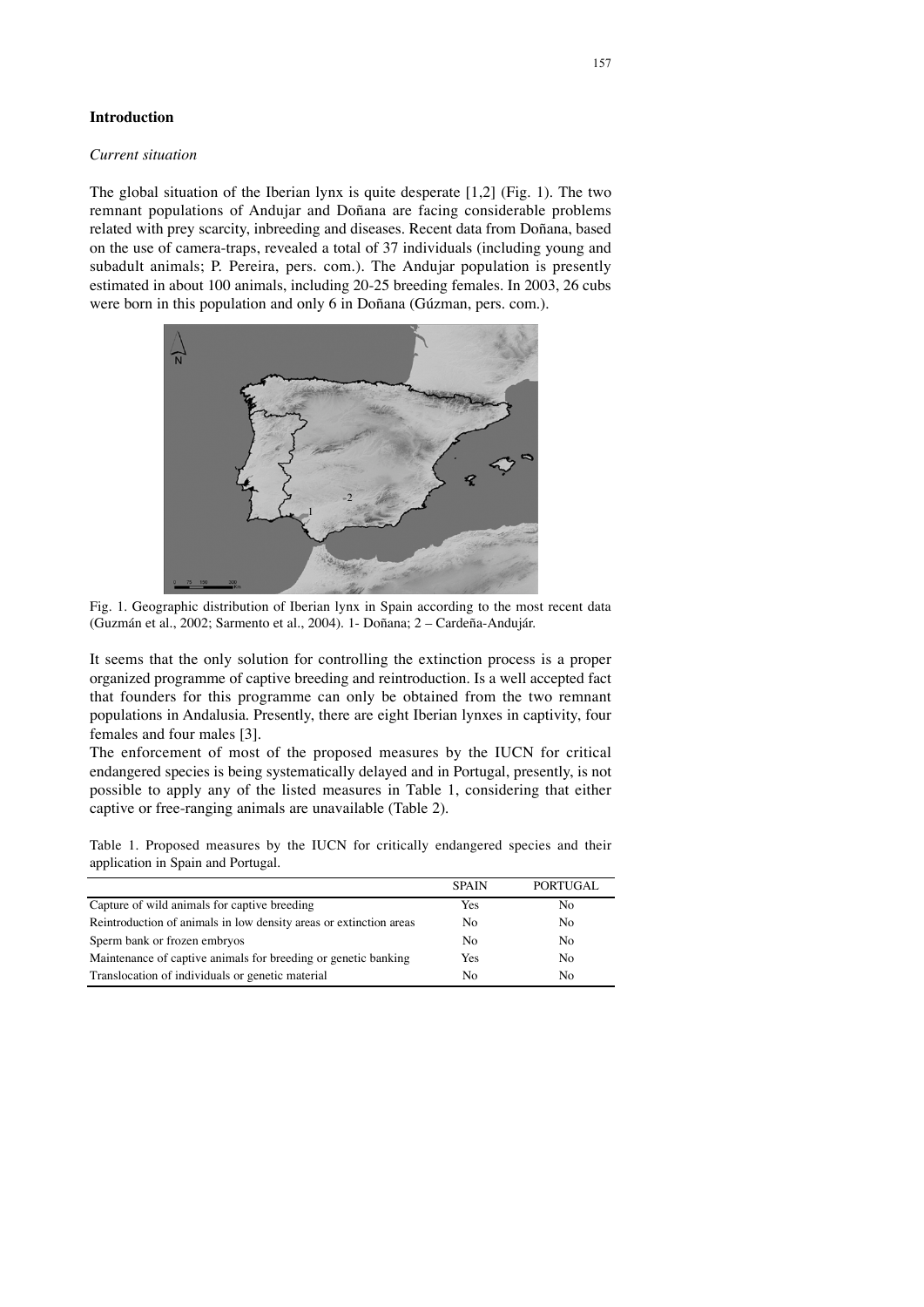## Introduction

### *Current situation*

The global situation of the Iberian lynx is quite desperate [1,2] (Fig. 1). The two remnant populations of Andujar and Doñana are facing considerable problems related with prey scarcity, inbreeding and diseases. Recent data from Doñana, based on the use of camera-traps, revealed a total of 37 individuals (including young and subadult animals; P. Pereira, pers. com.). The Andujar population is presently estimated in about 100 animals, including 20-25 breeding females. In 2003, 26 cubs were born in this population and only 6 in Doñana (Gúzman, pers. com.).

Fig. 1. Geographic distribution of Iberian lynx in Spain according to the most recent data (Guzmán et al., 2002; Sarmento et al., 2004). 1- Doñana; 2 – Cardeña-Andujár.

It seems that the only solution for controlling the extinction process is a proper organized programme of captive breeding and reintroduction. Is a well accepted fact that founders for this programme can only be obtained from the two remnant populations in Andalusia. Presently, there are eight Iberian lynxes in captivity, four females and four males [3].

The enforcement of most of the proposed measures by the IUCN for critical endangered species is being systematically delayed and in Portugal, presently, is not possible to apply any of the listed measures in Table 1, considering that either captive or free-ranging animals are unavailable (Table 2).

Table 1. Proposed measures by the IUCN for critically endangered species and their application in Spain and Portugal.

| | SPAIN | PORTUGAL |
|---|---|---|
| Capture of wild animals for captive breeding | Yes | No |
| Reintroduction of animals in low density areas or extinction areas | No | No |
| Sperm bank or frozen embryos | No | No |
| Maintenance of captive animals for breeding or genetic banking | Yes | No |
| Translocation of individuals or genetic material | No | No |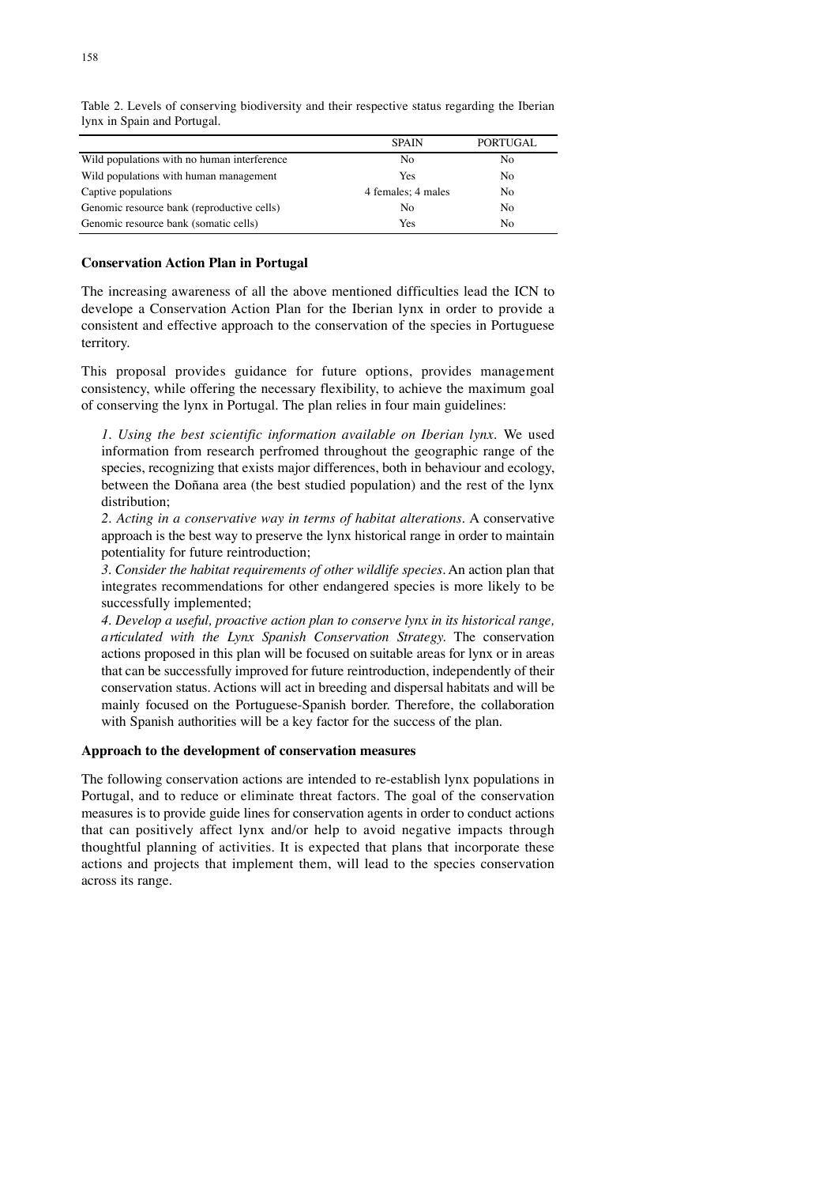Table 2. Levels of conserving biodiversity and their respective status regarding the Iberian lynx in Spain and Portugal.

| | SPAIN | PORTUGAL |
|---|---|---|
| Wild populations with no human interference | No | No |
| Wild populations with human management | Yes | No |
| Captive populations | 4 females; 4 males | No |
| Genomic resource bank (reproductive cells) | No | No |
| Genomic resource bank (somatic cells) | Yes | No |

**Conservation Action Plan in Portugal**

The increasing awareness of all the above mentioned difficulties lead the ICN to develope a Conservation Action Plan for the Iberian lynx in order to provide a consistent and effective approach to the conservation of the species in Portuguese territory.

This proposal provides guidance for future options, provides management consistency, while offering the necessary flexibility, to achieve the maximum goal of conserving the lynx in Portugal. The plan relies in four main guidelines:

*1. Using the best scientific information available on Iberian lynx*. We used information from research perfromed throughout the geographic range of the species, recognizing that exists major differences, both in behaviour and ecology, between the Doñana area (the best studied population) and the rest of the lynx distribution;

*2. Acting in a conservative way in terms of habitat alterations*. A conservative approach is the best way to preserve the lynx historical range in order to maintain potentiality for future reintroduction;

*3. Consider the habitat requirements of other wildlife species*. An action plan that integrates recommendations for other endangered species is more likely to be successfully implemented;

*4. Develop a useful, proactive action plan to conserve lynx in its historical range, articulated with the Lynx Spanish Conservation Strategy.* The conservation actions proposed in this plan will be focused on suitable areas for lynx or in areas that can be successfully improved for future reintroduction, independently of their conservation status. Actions will act in breeding and dispersal habitats and will be mainly focused on the Portuguese-Spanish border. Therefore, the collaboration with Spanish authorities will be a key factor for the success of the plan.

**Approach to the development of conservation measures**

The following conservation actions are intended to re-establish lynx populations in Portugal, and to reduce or eliminate threat factors. The goal of the conservation measures is to provide guide lines for conservation agents in order to conduct actions that can positively affect lynx and/or help to avoid negative impacts through thoughtful planning of activities. It is expected that plans that incorporate these actions and projects that implement them, will lead to the species conservation across its range.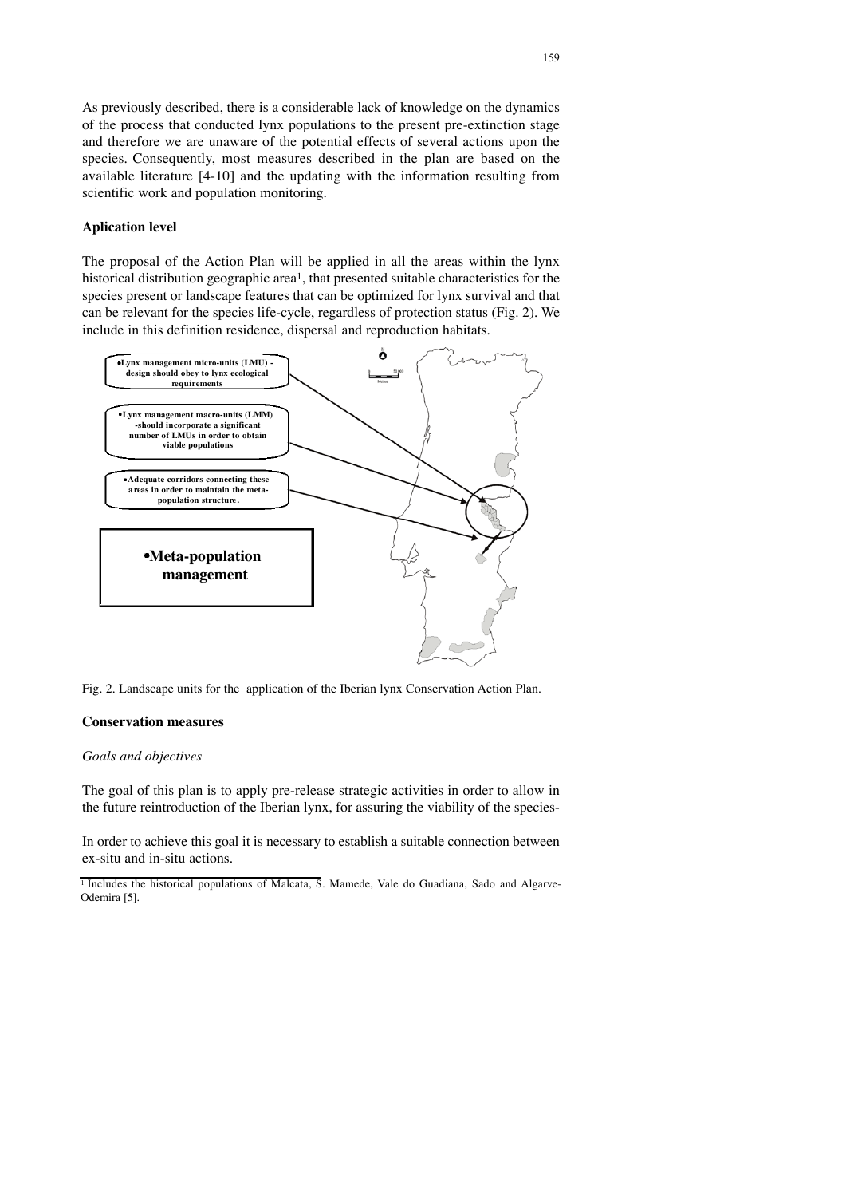As previously described, there is a considerable lack of knowledge on the dynamics of the process that conducted lynx populations to the present pre-extinction stage and therefore we are unaware of the potential effects of several actions upon the species. Consequently, most measures described in the plan are based on the available literature [4-10] and the updating with the information resulting from scientific work and population monitoring.

**Aplication level**

The proposal of the Action Plan will be applied in all the areas within the lynx historical distribution geographic area[1], that presented suitable characteristics for the species present or landscape features that can be optimized for lynx survival and that can be relevant for the species life-cycle, regardless of protection status (Fig. 2). We include in this definition residence, dispersal and reproduction habitats.

- Lynx management micro-units (LMU) - design should obey to lynx ecological requirements
- Lynx management macro-units (LMM) -should incorporate a significant number of LMUs in order to obtain viable populations
- Adequate corridors connecting these areas in order to maintain the meta-population structure.

**•Meta-population management**

Fig. 2. Landscape units for the application of the Iberian lynx Conservation Action Plan.

**Conservation measures**

*Goals and objectives*

The goal of this plan is to apply pre-release strategic activities in order to allow in the future reintroduction of the Iberian lynx, for assuring the viability of the species-

In order to achieve this goal it is necessary to establish a suitable connection between ex-situ and in-situ actions.

[1] Includes the historical populations of Malcata, S. Mamede, Vale do Guadiana, Sado and Algarve-Odemira [5].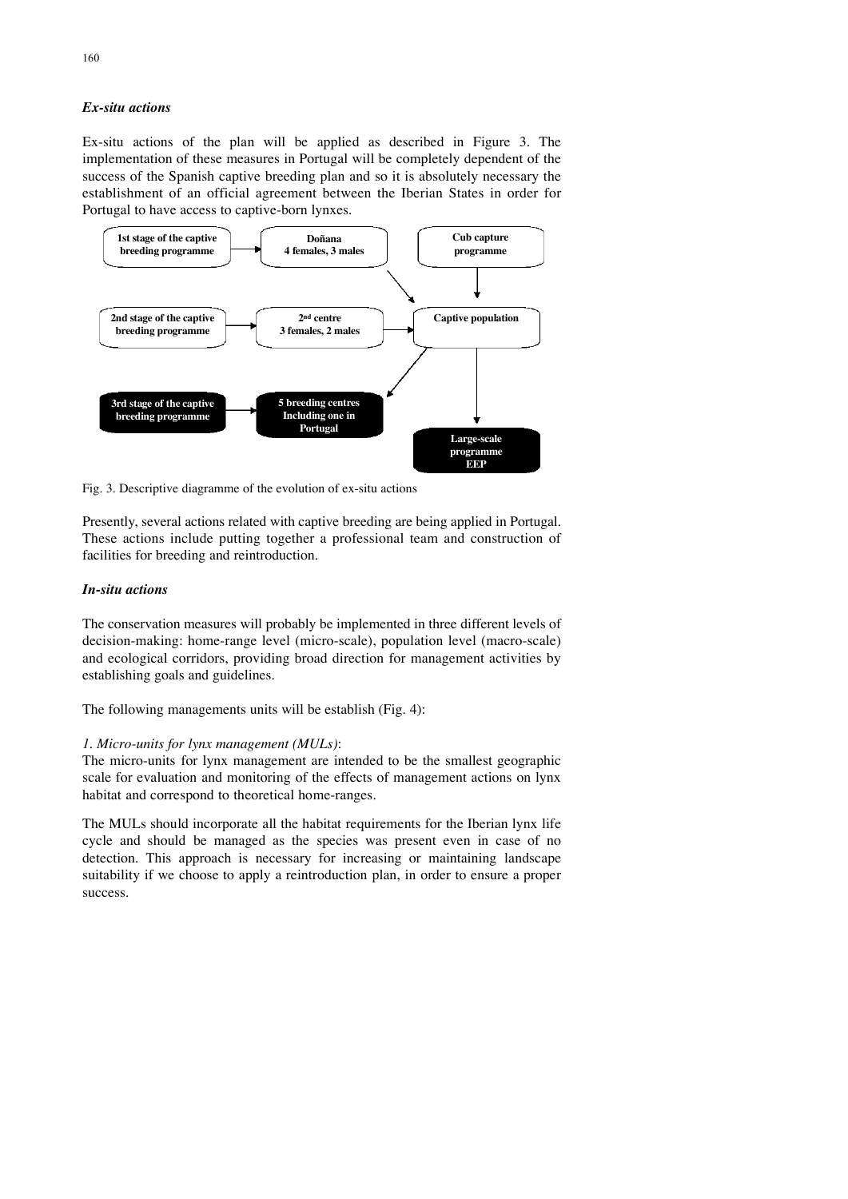### *Ex-situ actions*

Ex-situ actions of the plan will be applied as described in Figure 3. The implementation of these measures in Portugal will be completely dependent of the success of the Spanish captive breeding plan and so it is absolutely necessary the establishment of an official agreement between the Iberian States in order for Portugal to have access to captive-born lynxes.

**1st stage of the captive breeding programme** → **Doñana 4 females, 3 males**

**Cub capture programme**

**2nd stage of the captive breeding programme** → **2nd centre 3 females, 2 males** → **Captive population**

**3rd stage of the captive breeding programme** → **5 breeding centres Including one in Portugal**

**Large-scale programme EEP**

Fig. 3. Descriptive diagramme of the evolution of ex-situ actions

Presently, several actions related with captive breeding are being applied in Portugal. These actions include putting together a professional team and construction of facilities for breeding and reintroduction.

### *In-situ actions*

The conservation measures will probably be implemented in three different levels of decision-making: home-range level (micro-scale), population level (macro-scale) and ecological corridors, providing broad direction for management activities by establishing goals and guidelines.

The following managements units will be establish (Fig. 4):

*1. Micro-units for lynx management (MULs)*:
The micro-units for lynx management are intended to be the smallest geographic scale for evaluation and monitoring of the effects of management actions on lynx habitat and correspond to theoretical home-ranges.

The MULs should incorporate all the habitat requirements for the Iberian lynx life cycle and should be managed as the species was present even in case of no detection. This approach is necessary for increasing or maintaining landscape suitability if we choose to apply a reintroduction plan, in order to ensure a proper success.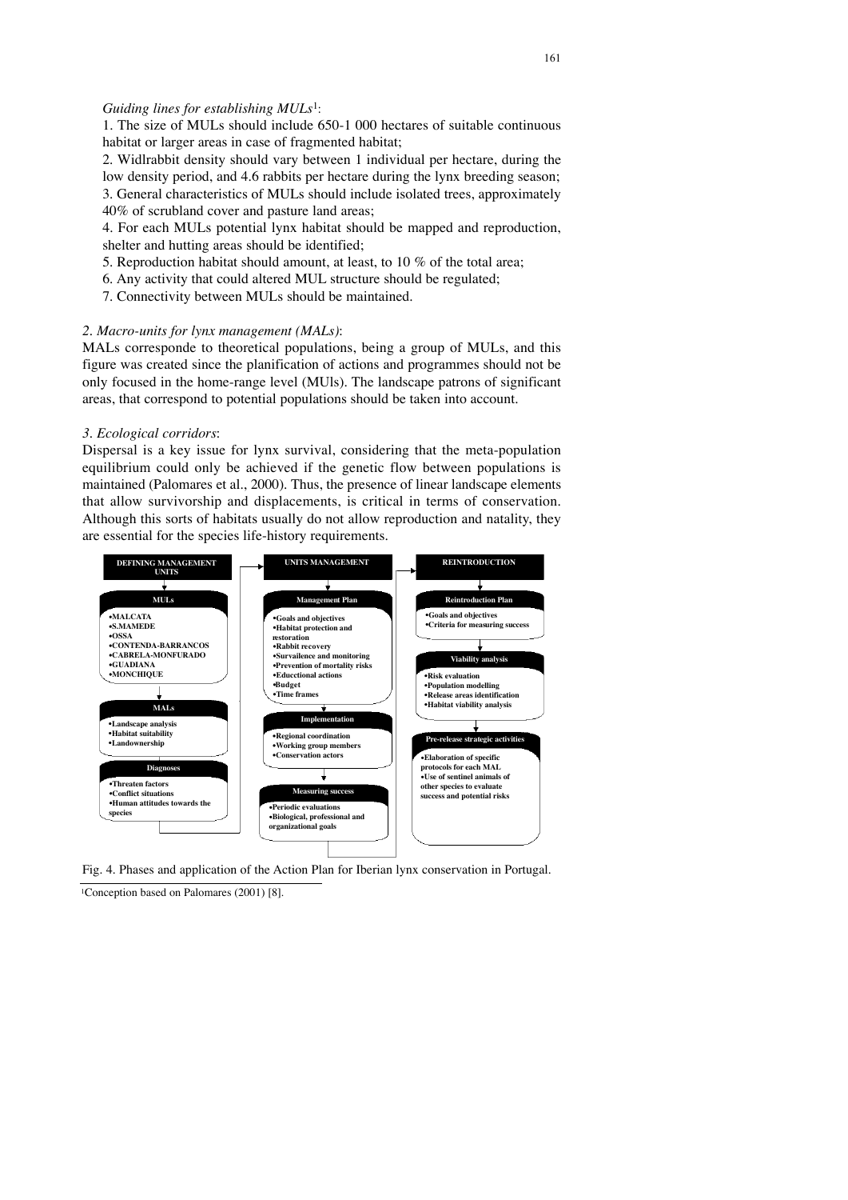*Guiding lines for establishing MULs*[1]:

1. The size of MULs should include 650-1 000 hectares of suitable continuous habitat or larger areas in case of fragmented habitat;
2. Widlrabbit density should vary between 1 individual per hectare, during the low density period, and 4.6 rabbits per hectare during the lynx breeding season;
3. General characteristics of MULs should include isolated trees, approximately 40% of scrubland cover and pasture land areas;
4. For each MULs potential lynx habitat should be mapped and reproduction, shelter and hutting areas should be identified;
5. Reproduction habitat should amount, at least, to 10 % of the total area;
6. Any activity that could altered MUL structure should be regulated;
7. Connectivity between MULs should be maintained.

*2. Macro-units for lynx management (MALs)*:

MALs corresponde to theoretical populations, being a group of MULs, and this figure was created since the planification of actions and programmes should not be only focused in the home-range level (MUls). The landscape patrons of significant areas, that correspond to potential populations should be taken into account.

*3. Ecological corridors*:

Dispersal is a key issue for lynx survival, considering that the meta-population equilibrium could only be achieved if the genetic flow between populations is maintained (Palomares et al., 2000). Thus, the presence of linear landscape elements that allow survivorship and displacements, is critical in terms of conservation. Although this sorts of habitats usually do not allow reproduction and natality, they are essential for the species life-history requirements.

**DEFINING MANAGEMENT UNITS**

- **MULs**
  - •MALCATA
  - •S.MAMEDE
  - •OSSA
  - •CONTENDA-BARRANCOS
  - •CABRELA-MONFURADO
  - •GUADIANA
  - •MONCHIQUE
- **MALs**
  - •Landscape analysis
  - •Habitat suitability
  - •Landownership
- **Diagnoses**
  - •Threaten factors
  - •Conflict situations
  - •Human attitudes towards the species

**UNITS MANAGEMENT**

- **Management Plan**
  - •Goals and objectives
  - •Habitat protection and restoration
  - •Rabbit recovery
  - •Survailence and monitoring
  - •Prevention of mortality risks
  - •Educctional actions
  - •Budget
  - •Time frames
- **Implementation**
  - •Regional coordination
  - •Working group members
  - •Conservation actors
- **Measuring success**
  - •Periodic evaluations
  - •Biological, professional and organizational goals

**REINTRODUCTION**

- **Reintroduction Plan**
  - •Goals and objectives
  - •Criteria for measuring success
- **Viability analysis**
  - •Risk evaluation
  - •Population modelling
  - •Release areas identification
  - •Habitat viability analysis
- **Pre-release strategic activities**
  - •Elaboration of specific protocols for each MAL
  - •Use of sentinel animals of other species to evaluate success and potential risks

Fig. 4. Phases and application of the Action Plan for Iberian lynx conservation in Portugal.

[1]Conception based on Palomares (2001) [8].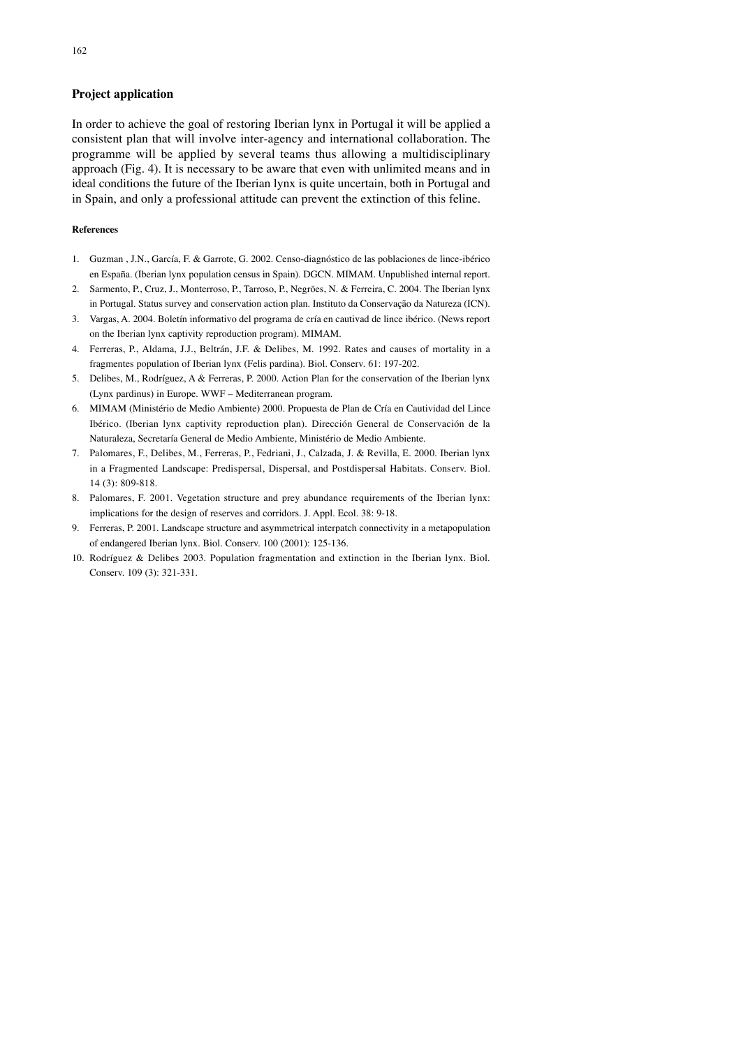## Project application

In order to achieve the goal of restoring Iberian lynx in Portugal it will be applied a consistent plan that will involve inter-agency and international collaboration. The programme will be applied by several teams thus allowing a multidisciplinary approach (Fig. 4). It is necessary to be aware that even with unlimited means and in ideal conditions the future of the Iberian lynx is quite uncertain, both in Portugal and in Spain, and only a professional attitude can prevent the extinction of this feline.

### References

1. Guzman , J.N., García, F. & Garrote, G. 2002. Censo-diagnóstico de las poblaciones de lince-ibérico en España. (Iberian lynx population census in Spain). DGCN. MIMAM. Unpublished internal report.
2. Sarmento, P., Cruz, J., Monterroso, P., Tarroso, P., Negrões, N. & Ferreira, C. 2004. The Iberian lynx in Portugal. Status survey and conservation action plan. Instituto da Conservação da Natureza (ICN).
3. Vargas, A. 2004. Boletín informativo del programa de cría en cautivad de lince ibérico. (News report on the Iberian lynx captivity reproduction program). MIMAM.
4. Ferreras, P., Aldama, J.J., Beltrán, J.F. & Delibes, M. 1992. Rates and causes of mortality in a fragmentes population of Iberian lynx (Felis pardina). Biol. Conserv. 61: 197-202.
5. Delibes, M., Rodríguez, A & Ferreras, P. 2000. Action Plan for the conservation of the Iberian lynx (Lynx pardinus) in Europe. WWF – Mediterranean program.
6. MIMAM (Ministério de Medio Ambiente) 2000. Propuesta de Plan de Cría en Cautividad del Lince Ibérico. (Iberian lynx captivity reproduction plan). Dirección General de Conservación de la Naturaleza, Secretaría General de Medio Ambiente, Ministério de Medio Ambiente.
7. Palomares, F., Delibes, M., Ferreras, P., Fedriani, J., Calzada, J. & Revilla, E. 2000. Iberian lynx in a Fragmented Landscape: Predispersal, Dispersal, and Postdispersal Habitats. Conserv. Biol. 14 (3): 809-818.
8. Palomares, F. 2001. Vegetation structure and prey abundance requirements of the Iberian lynx: implications for the design of reserves and corridors. J. Appl. Ecol. 38: 9-18.
9. Ferreras, P. 2001. Landscape structure and asymmetrical interpatch connectivity in a metapopulation of endangered Iberian lynx. Biol. Conserv. 100 (2001): 125-136.
10. Rodríguez & Delibes 2003. Population fragmentation and extinction in the Iberian lynx. Biol. Conserv. 109 (3): 321-331.